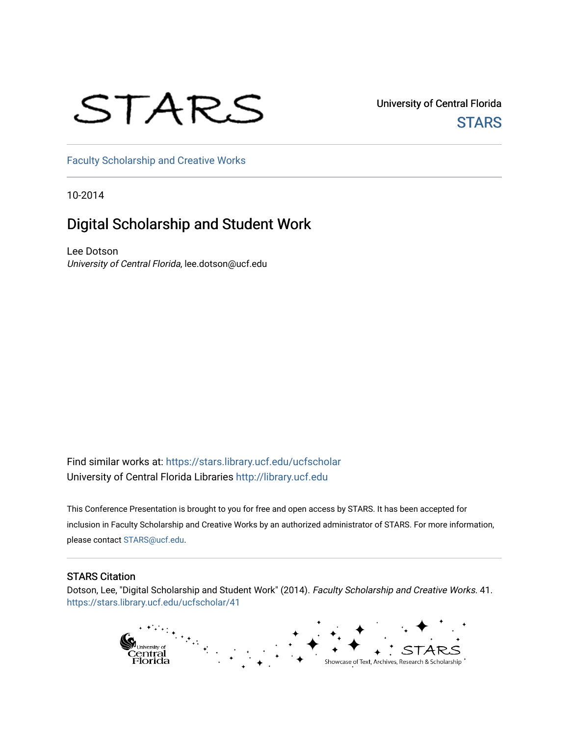STARS

University of Central Florida
STARS

Faculty Scholarship and Creative Works

10-2014

# Digital Scholarship and Student Work

Lee Dotson
*University of Central Florida*, lee.dotson@ucf.edu

Find similar works at: https://stars.library.ucf.edu/ucfscholar
University of Central Florida Libraries http://library.ucf.edu

This Conference Presentation is brought to you for free and open access by STARS. It has been accepted for inclusion in Faculty Scholarship and Creative Works by an authorized administrator of STARS. For more information, please contact STARS@ucf.edu.

## STARS Citation

Dotson, Lee, "Digital Scholarship and Student Work" (2014). *Faculty Scholarship and Creative Works*. 41.
https://stars.library.ucf.edu/ucfscholar/41

University of Central Florida STARS Showcase of Text, Archives, Research & Scholarship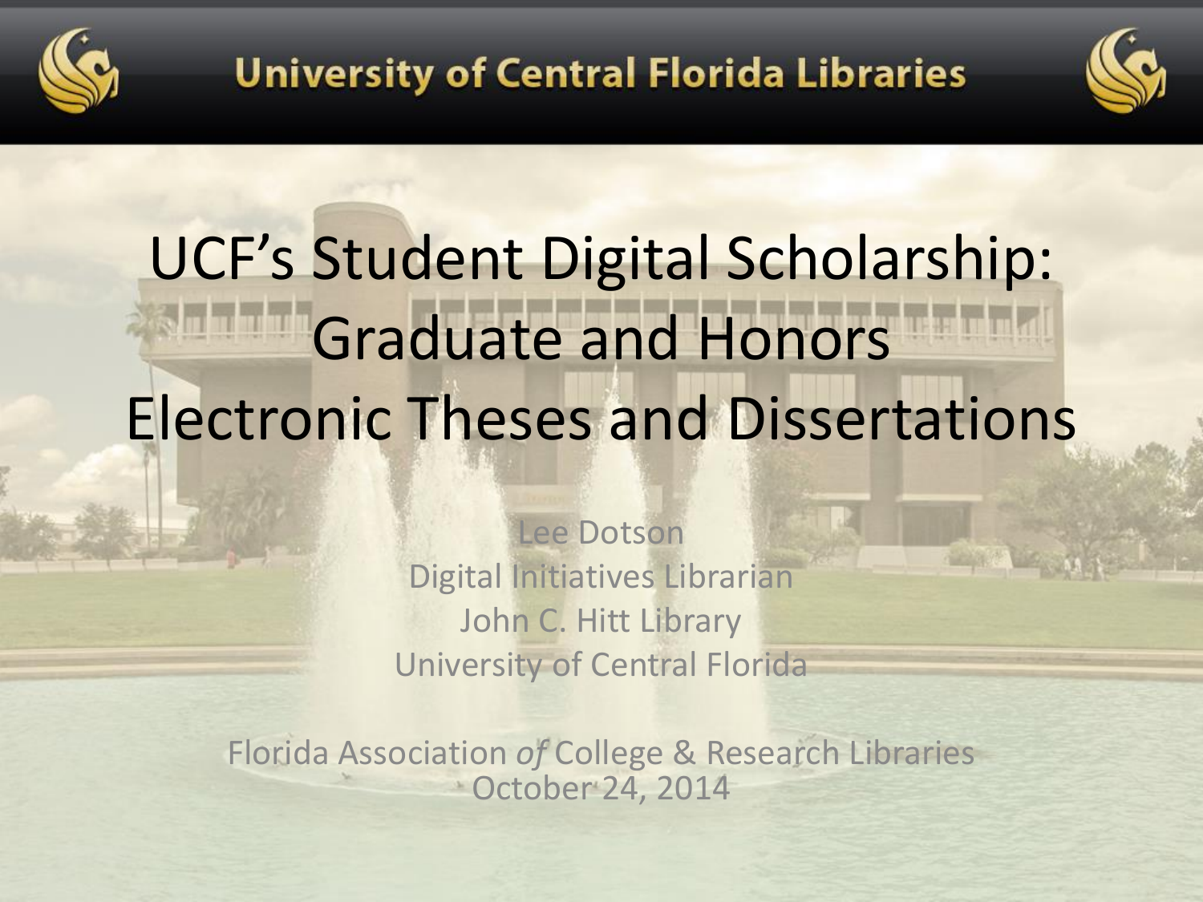University of Central Florida Libraries

# UCF's Student Digital Scholarship: Graduate and Honors Electronic Theses and Dissertations

Lee Dotson
Digital Initiatives Librarian
John C. Hitt Library
University of Central Florida

Florida Association *of* College & Research Libraries
October 24, 2014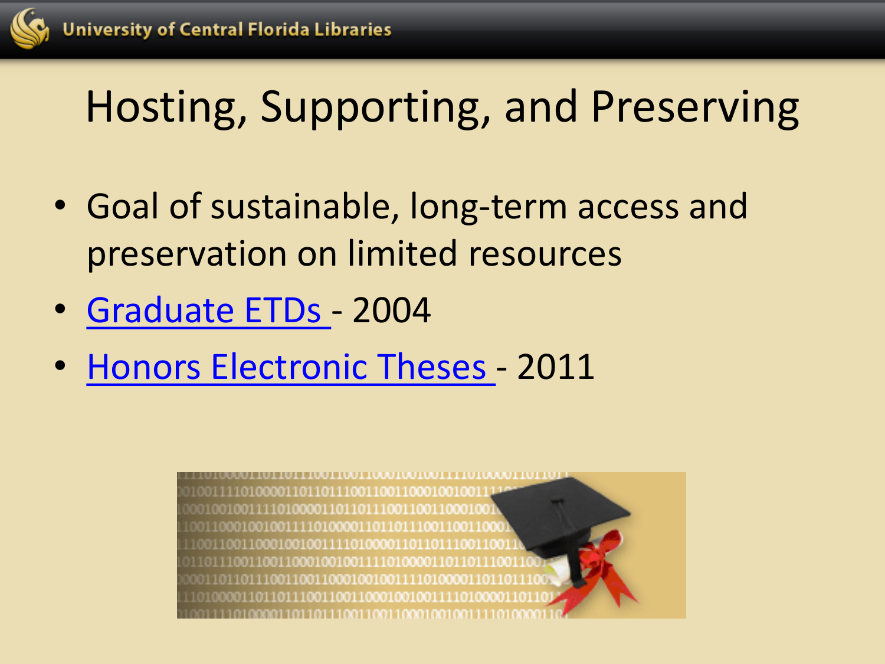# Hosting, Supporting, and Preserving

- Goal of sustainable, long-term access and preservation on limited resources
- Graduate ETDs - 2004
- Honors Electronic Theses - 2011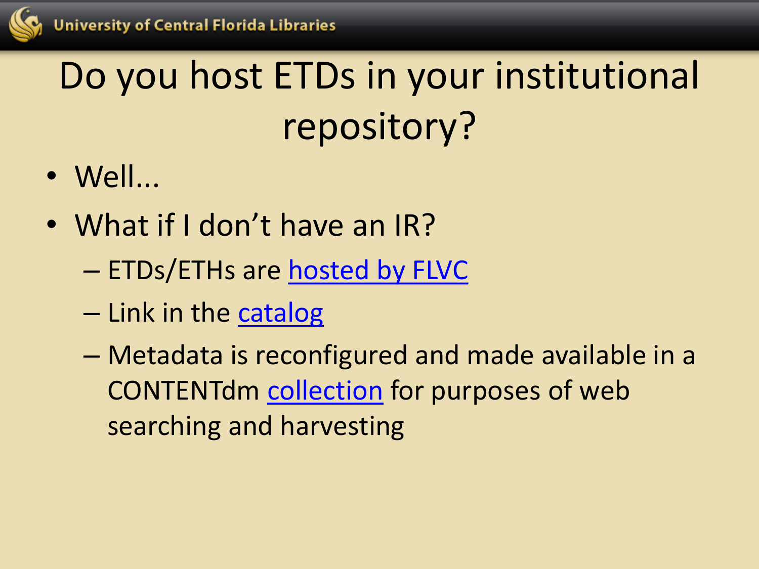# Do you host ETDs in your institutional repository?

- Well…
- What if I don't have an IR?
  - ETDs/ETHs are hosted by FLVC
  - Link in the catalog
  - Metadata is reconfigured and made available in a CONTENTdm collection for purposes of web searching and harvesting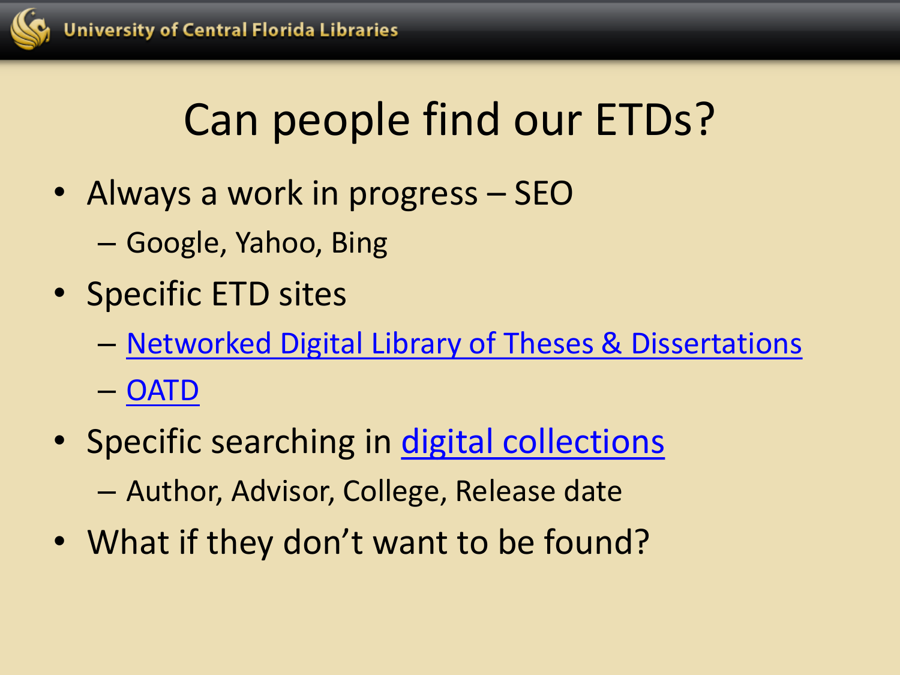# Can people find our ETDs?

- Always a work in progress – SEO
  - Google, Yahoo, Bing
- Specific ETD sites
  - Networked Digital Library of Theses & Dissertations
  - OATD
- Specific searching in digital collections
  - Author, Advisor, College, Release date
- What if they don't want to be found?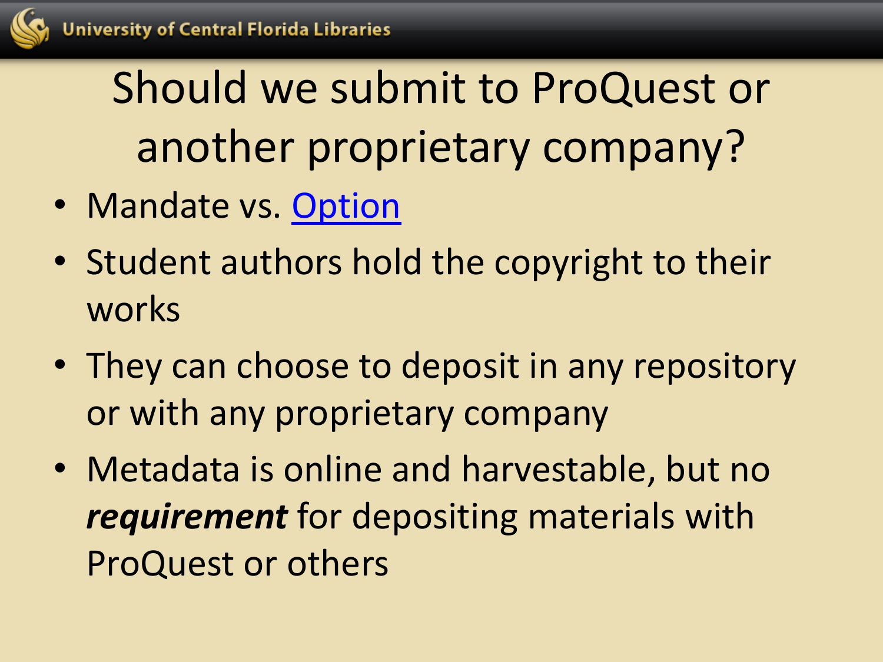# Should we submit to ProQuest or another proprietary company?

- Mandate vs. Option
- Student authors hold the copyright to their works
- They can choose to deposit in any repository or with any proprietary company
- Metadata is online and harvestable, but no ***requirement*** for depositing materials with ProQuest or others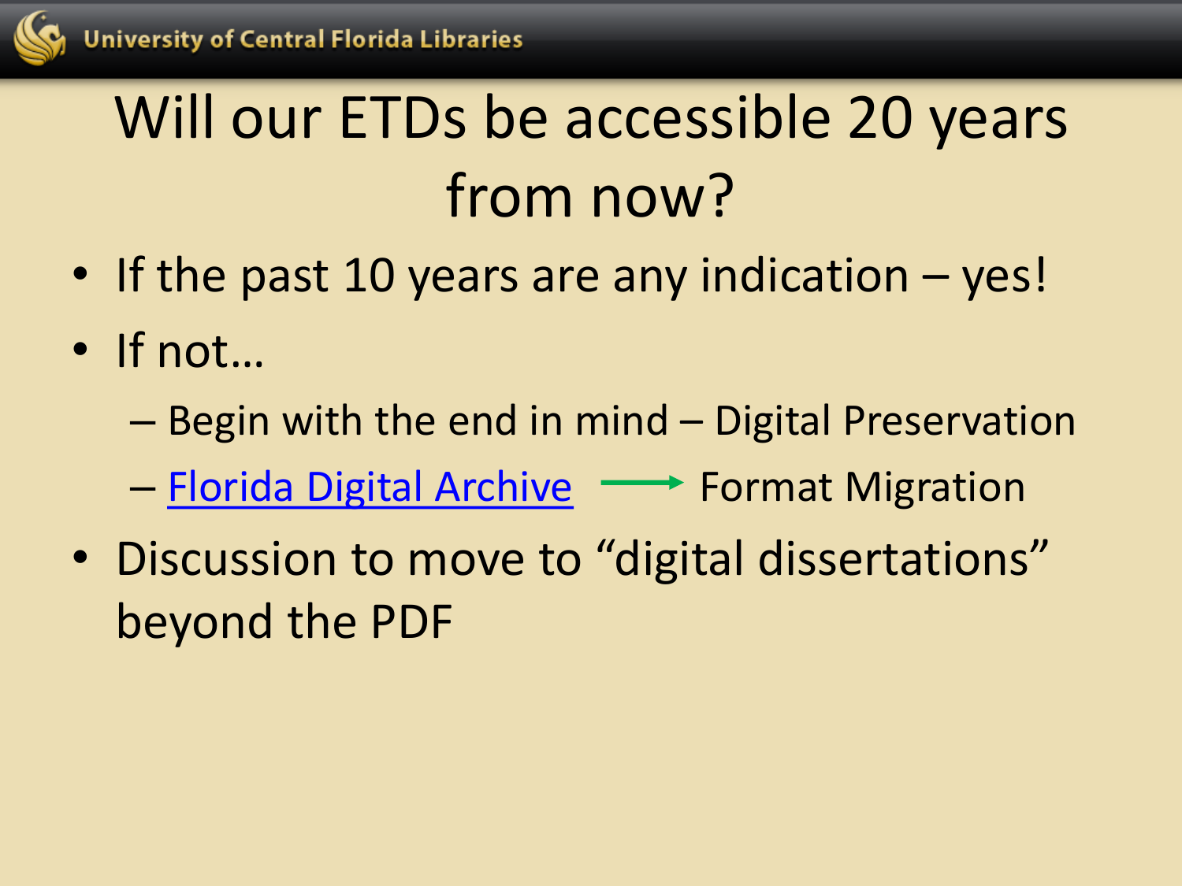# Will our ETDs be accessible 20 years from now?

- If the past 10 years are any indication – yes!
- If not…
  - Begin with the end in mind – Digital Preservation
  - Florida Digital Archive → Format Migration
- Discussion to move to "digital dissertations" beyond the PDF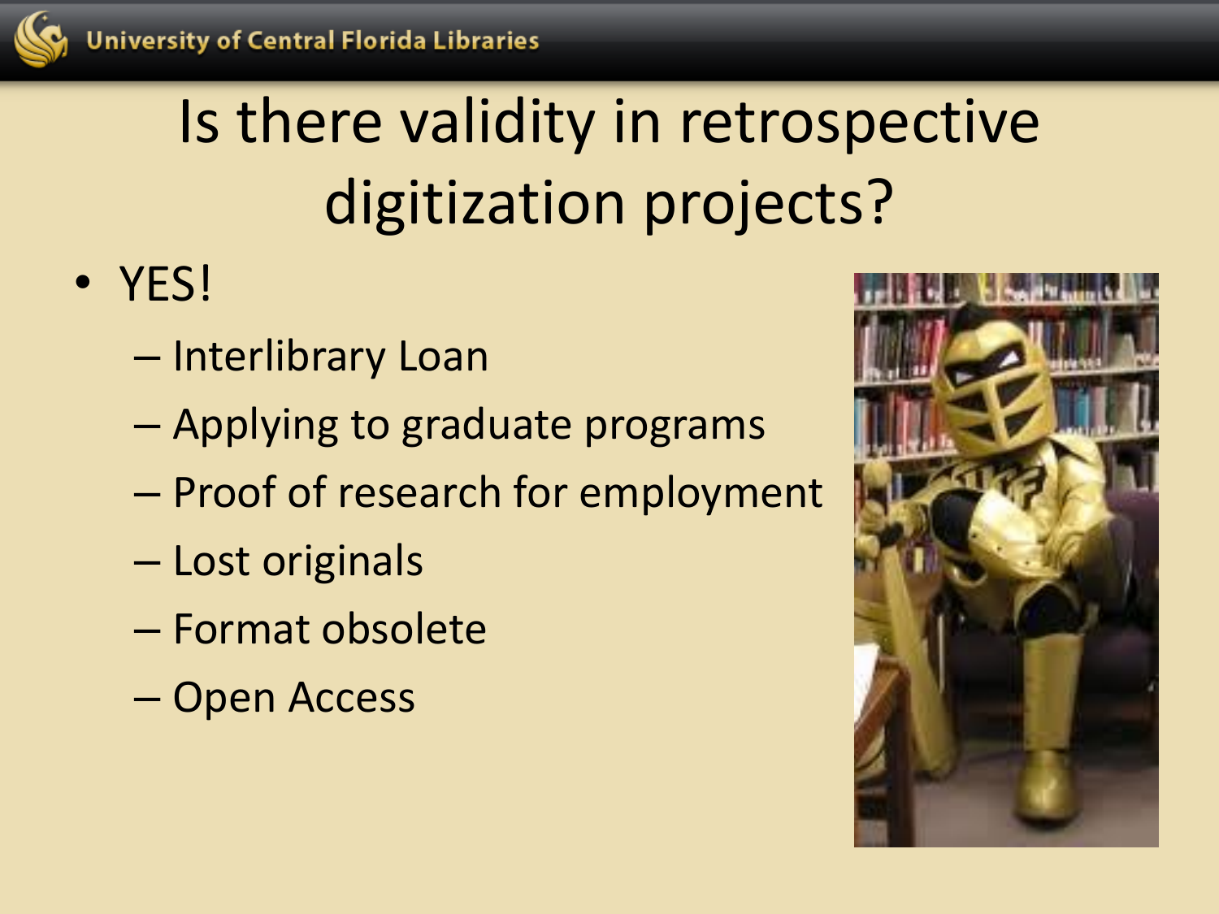# Is there validity in retrospective digitization projects?

- YES!
  - Interlibrary Loan
  - Applying to graduate programs
  - Proof of research for employment
  - Lost originals
  - Format obsolete
  - Open Access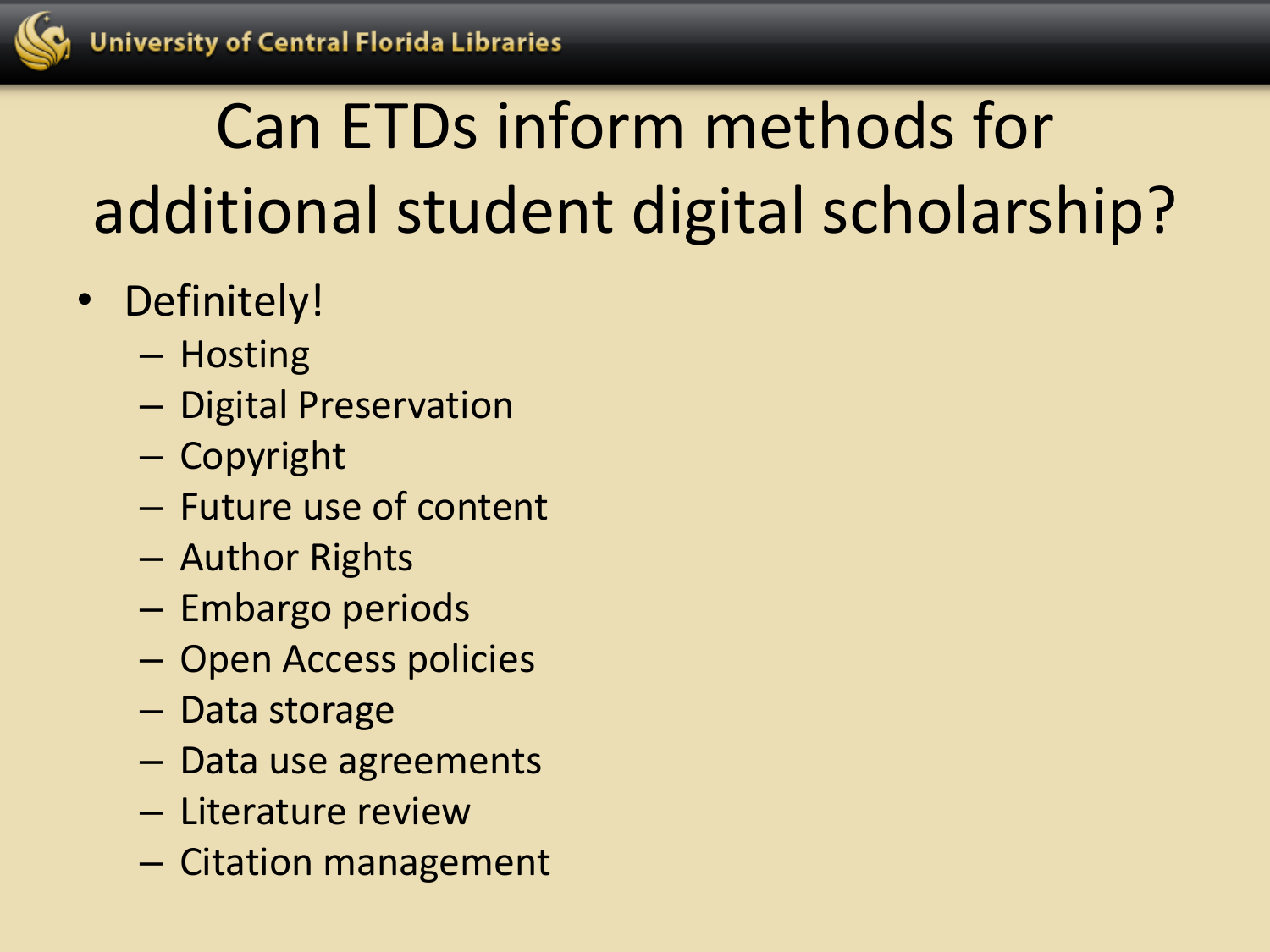# Can ETDs inform methods for additional student digital scholarship?

- Definitely!
  - Hosting
  - Digital Preservation
  - Copyright
  - Future use of content
  - Author Rights
  - Embargo periods
  - Open Access policies
  - Data storage
  - Data use agreements
  - Literature review
  - Citation management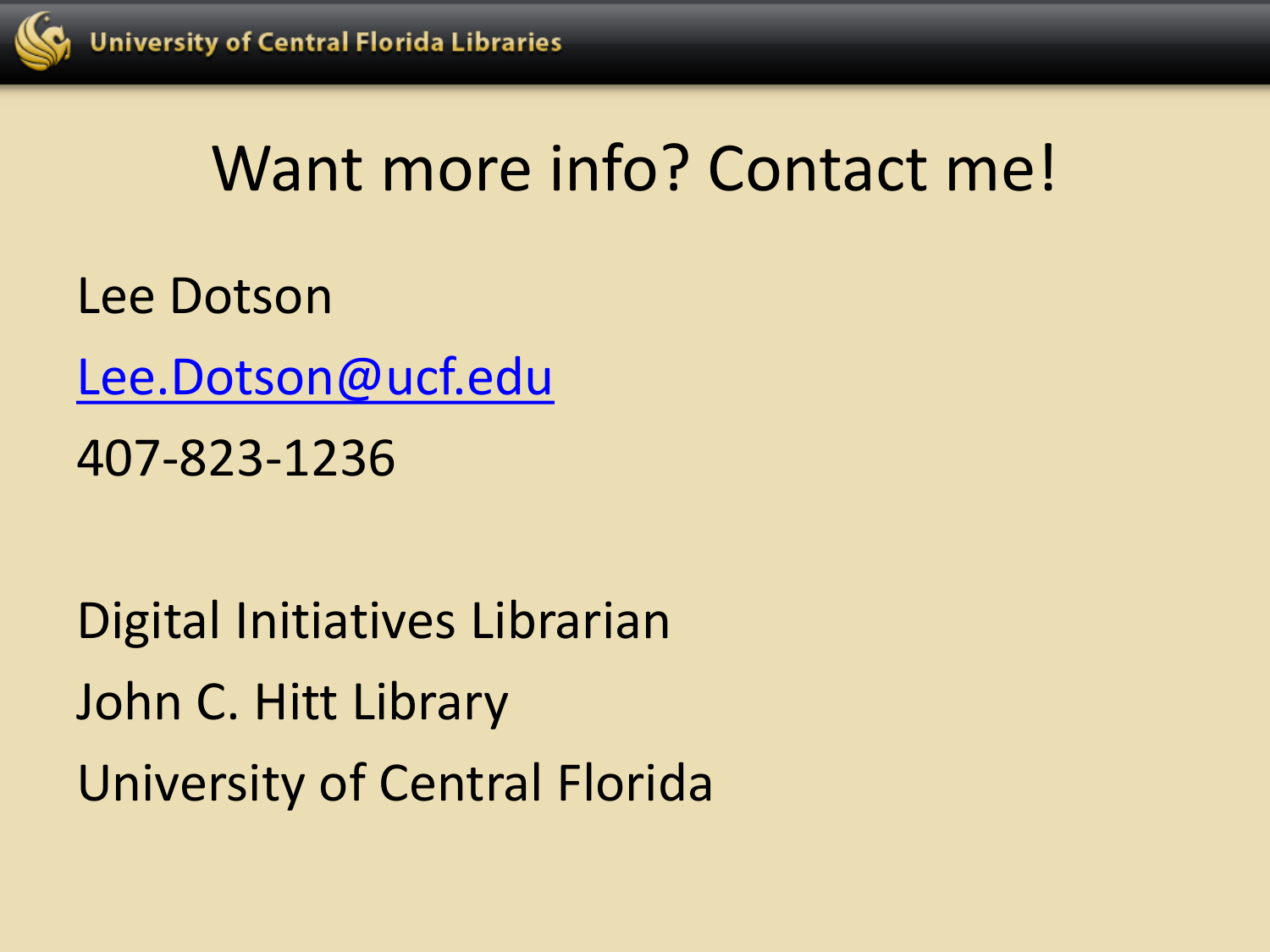# Want more info? Contact me!

Lee Dotson

Lee.Dotson@ucf.edu

407-823-1236

Digital Initiatives Librarian

John C. Hitt Library

University of Central Florida